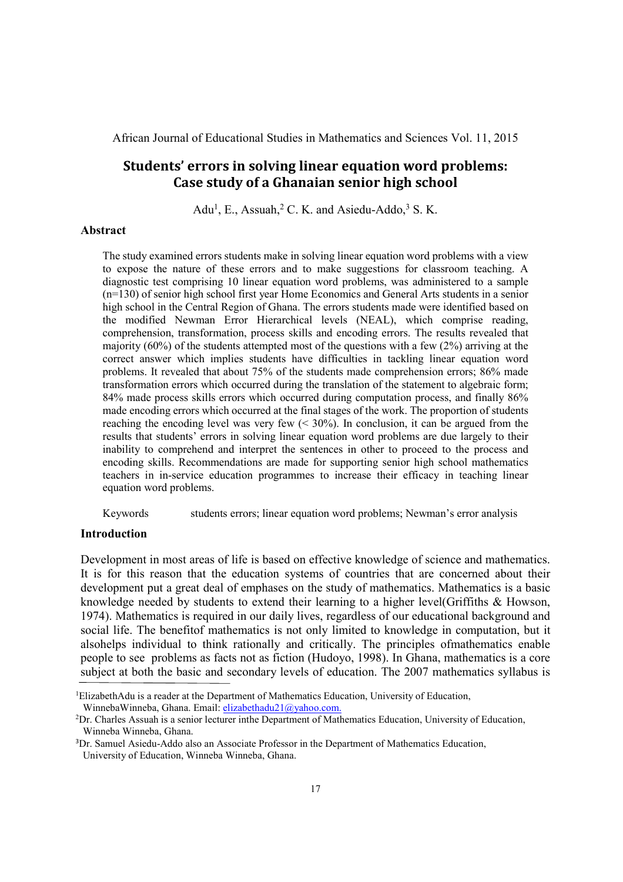# Students' errors in solving linear equation word problems: Case study of a Ghanaian senior high school

Adu[1], E., Assuah,[2] C. K. and Asiedu-Addo,[3] S. K.

## Abstract

The study examined errors students make in solving linear equation word problems with a view to expose the nature of these errors and to make suggestions for classroom teaching. A diagnostic test comprising 10 linear equation word problems, was administered to a sample (n=130) of senior high school first year Home Economics and General Arts students in a senior high school in the Central Region of Ghana. The errors students made were identified based on the modified Newman Error Hierarchical levels (NEAL), which comprise reading, comprehension, transformation, process skills and encoding errors. The results revealed that majority (60%) of the students attempted most of the questions with a few (2%) arriving at the correct answer which implies students have difficulties in tackling linear equation word problems. It revealed that about 75% of the students made comprehension errors; 86% made transformation errors which occurred during the translation of the statement to algebraic form; 84% made process skills errors which occurred during computation process, and finally 86% made encoding errors which occurred at the final stages of the work. The proportion of students reaching the encoding level was very few (< 30%). In conclusion, it can be argued from the results that students' errors in solving linear equation word problems are due largely to their inability to comprehend and interpret the sentences in other to proceed to the process and encoding skills. Recommendations are made for supporting senior high school mathematics teachers in in-service education programmes to increase their efficacy in teaching linear equation word problems.

Keywords students errors; linear equation word problems; Newman's error analysis

## Introduction

Development in most areas of life is based on effective knowledge of science and mathematics. It is for this reason that the education systems of countries that are concerned about their development put a great deal of emphases on the study of mathematics. Mathematics is a basic knowledge needed by students to extend their learning to a higher level(Griffiths & Howson, 1974). Mathematics is required in our daily lives, regardless of our educational background and social life. The benefitof mathematics is not only limited to knowledge in computation, but it alsohelps individual to think rationally and critically. The principles ofmathematics enable people to see problems as facts not as fiction (Hudoyo, 1998). In Ghana, mathematics is a core subject at both the basic and secondary levels of education. The 2007 mathematics syllabus is

[1]ElizabethAdu is a reader at the Department of Mathematics Education, University of Education, WinnebaWinneba, Ghana. Email: elizabethadu21@yahoo.com.

[2]Dr. Charles Assuah is a senior lecturer inthe Department of Mathematics Education, University of Education, Winneba Winneba, Ghana.

[3]Dr. Samuel Asiedu-Addo also an Associate Professor in the Department of Mathematics Education, University of Education, Winneba Winneba, Ghana.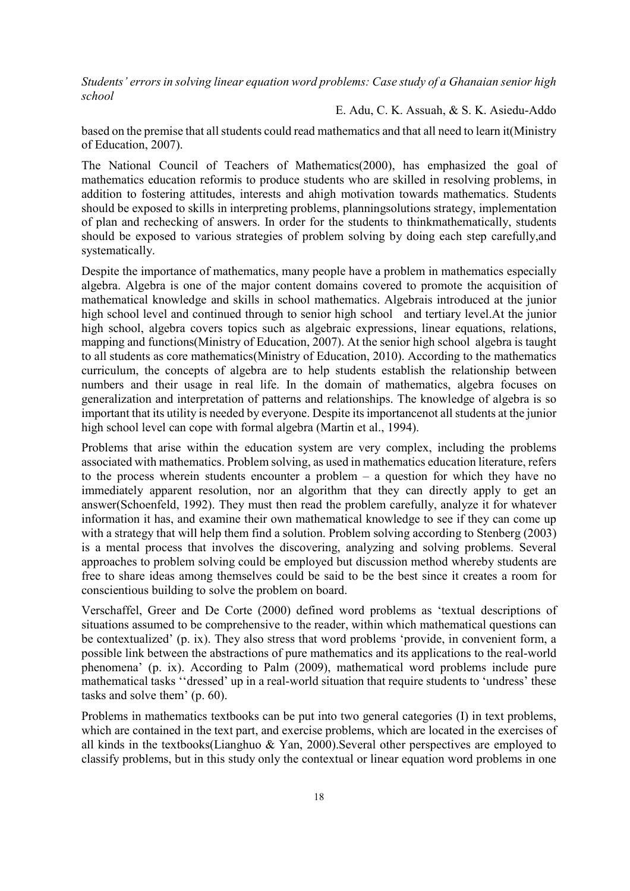based on the premise that all students could read mathematics and that all need to learn it(Ministry of Education, 2007).

The National Council of Teachers of Mathematics(2000), has emphasized the goal of mathematics education reformis to produce students who are skilled in resolving problems, in addition to fostering attitudes, interests and ahigh motivation towards mathematics. Students should be exposed to skills in interpreting problems, planningsolutions strategy, implementation of plan and rechecking of answers. In order for the students to thinkmathematically, students should be exposed to various strategies of problem solving by doing each step carefully,and systematically.

Despite the importance of mathematics, many people have a problem in mathematics especially algebra. Algebra is one of the major content domains covered to promote the acquisition of mathematical knowledge and skills in school mathematics. Algebrais introduced at the junior high school level and continued through to senior high school and tertiary level.At the junior high school, algebra covers topics such as algebraic expressions, linear equations, relations, mapping and functions(Ministry of Education, 2007). At the senior high school algebra is taught to all students as core mathematics(Ministry of Education, 2010). According to the mathematics curriculum, the concepts of algebra are to help students establish the relationship between numbers and their usage in real life. In the domain of mathematics, algebra focuses on generalization and interpretation of patterns and relationships. The knowledge of algebra is so important that its utility is needed by everyone. Despite its importancenot all students at the junior high school level can cope with formal algebra (Martin et al., 1994).

Problems that arise within the education system are very complex, including the problems associated with mathematics. Problem solving, as used in mathematics education literature, refers to the process wherein students encounter a problem – a question for which they have no immediately apparent resolution, nor an algorithm that they can directly apply to get an answer(Schoenfeld, 1992). They must then read the problem carefully, analyze it for whatever information it has, and examine their own mathematical knowledge to see if they can come up with a strategy that will help them find a solution. Problem solving according to Stenberg (2003) is a mental process that involves the discovering, analyzing and solving problems. Several approaches to problem solving could be employed but discussion method whereby students are free to share ideas among themselves could be said to be the best since it creates a room for conscientious building to solve the problem on board.

Verschaffel, Greer and De Corte (2000) defined word problems as 'textual descriptions of situations assumed to be comprehensive to the reader, within which mathematical questions can be contextualized' (p. ix). They also stress that word problems 'provide, in convenient form, a possible link between the abstractions of pure mathematics and its applications to the real-world phenomena' (p. ix). According to Palm (2009), mathematical word problems include pure mathematical tasks ''dressed' up in a real-world situation that require students to 'undress' these tasks and solve them' (p. 60).

Problems in mathematics textbooks can be put into two general categories (I) in text problems, which are contained in the text part, and exercise problems, which are located in the exercises of all kinds in the textbooks(Lianghuo & Yan, 2000).Several other perspectives are employed to classify problems, but in this study only the contextual or linear equation word problems in one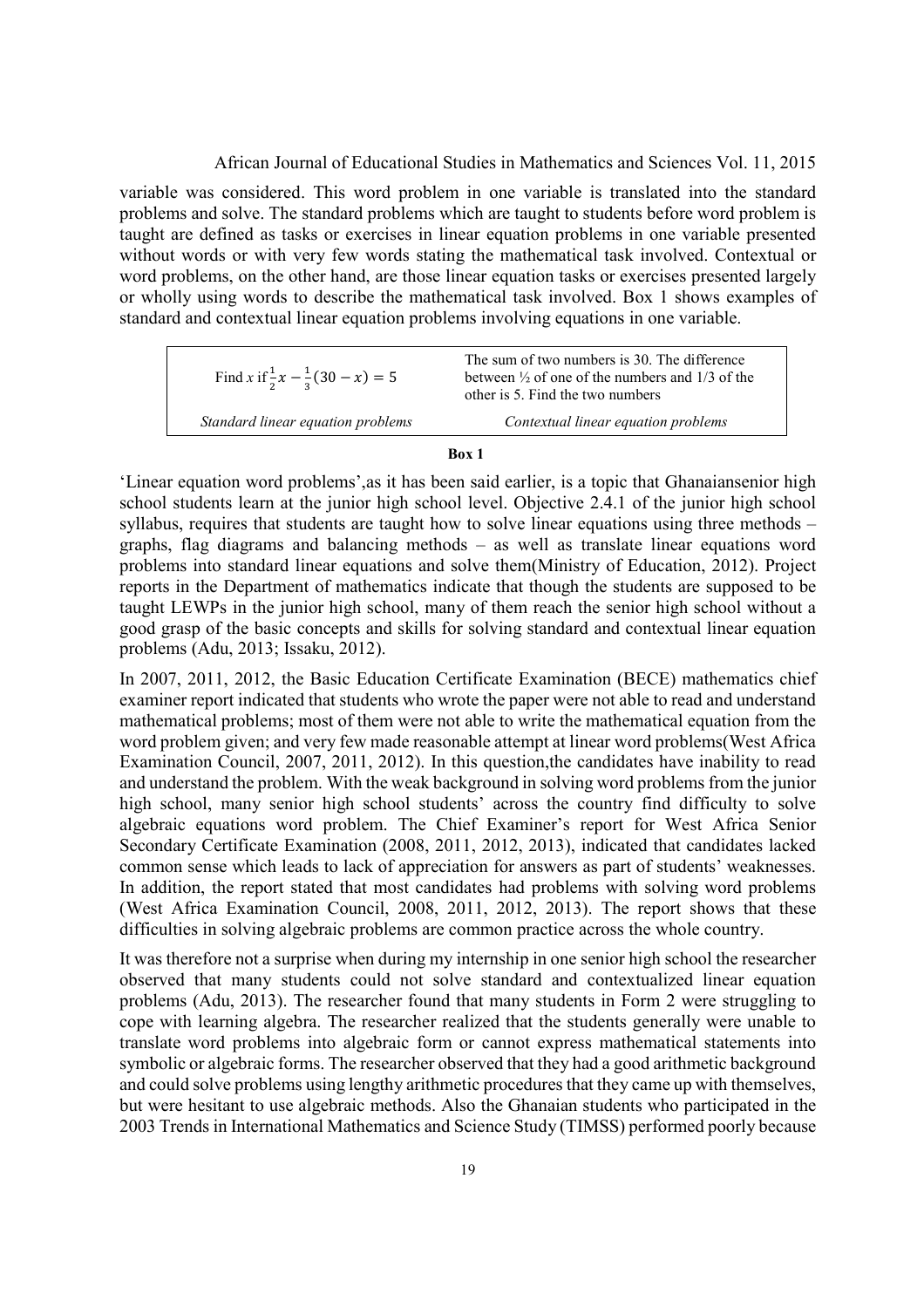variable was considered. This word problem in one variable is translated into the standard problems and solve. The standard problems which are taught to students before word problem is taught are defined as tasks or exercises in linear equation problems in one variable presented without words or with very few words stating the mathematical task involved. Contextual or word problems, on the other hand, are those linear equation tasks or exercises presented largely or wholly using words to describe the mathematical task involved. Box 1 shows examples of standard and contextual linear equation problems involving equations in one variable.

| Find $x$ if $\frac{1}{2}x - \frac{1}{3}(30 - x) = 5$ | The sum of two numbers is 30. The difference between ½ of one of the numbers and 1/3 of the other is 5. Find the two numbers |
|---|---|
| *Standard linear equation problems* | *Contextual linear equation problems* |

**Box 1**

'Linear equation word problems',as it has been said earlier, is a topic that Ghanaiansenior high school students learn at the junior high school level. Objective 2.4.1 of the junior high school syllabus, requires that students are taught how to solve linear equations using three methods – graphs, flag diagrams and balancing methods – as well as translate linear equations word problems into standard linear equations and solve them(Ministry of Education, 2012). Project reports in the Department of mathematics indicate that though the students are supposed to be taught LEWPs in the junior high school, many of them reach the senior high school without a good grasp of the basic concepts and skills for solving standard and contextual linear equation problems (Adu, 2013; Issaku, 2012).

In 2007, 2011, 2012, the Basic Education Certificate Examination (BECE) mathematics chief examiner report indicated that students who wrote the paper were not able to read and understand mathematical problems; most of them were not able to write the mathematical equation from the word problem given; and very few made reasonable attempt at linear word problems(West Africa Examination Council, 2007, 2011, 2012). In this question,the candidates have inability to read and understand the problem. With the weak background in solving word problems from the junior high school, many senior high school students' across the country find difficulty to solve algebraic equations word problem. The Chief Examiner's report for West Africa Senior Secondary Certificate Examination (2008, 2011, 2012, 2013), indicated that candidates lacked common sense which leads to lack of appreciation for answers as part of students' weaknesses. In addition, the report stated that most candidates had problems with solving word problems (West Africa Examination Council, 2008, 2011, 2012, 2013). The report shows that these difficulties in solving algebraic problems are common practice across the whole country.

It was therefore not a surprise when during my internship in one senior high school the researcher observed that many students could not solve standard and contextualized linear equation problems (Adu, 2013). The researcher found that many students in Form 2 were struggling to cope with learning algebra. The researcher realized that the students generally were unable to translate word problems into algebraic form or cannot express mathematical statements into symbolic or algebraic forms. The researcher observed that they had a good arithmetic background and could solve problems using lengthy arithmetic procedures that they came up with themselves, but were hesitant to use algebraic methods. Also the Ghanaian students who participated in the 2003 Trends in International Mathematics and Science Study (TIMSS) performed poorly because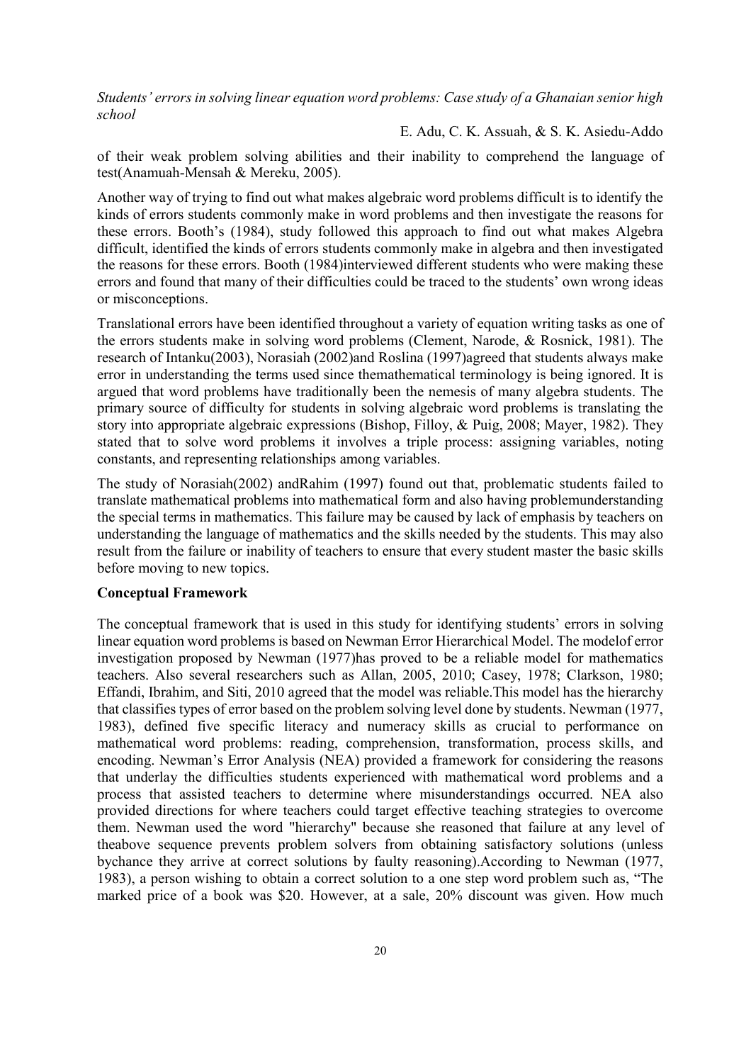of their weak problem solving abilities and their inability to comprehend the language of test(Anamuah-Mensah & Mereku, 2005).

Another way of trying to find out what makes algebraic word problems difficult is to identify the kinds of errors students commonly make in word problems and then investigate the reasons for these errors. Booth's (1984), study followed this approach to find out what makes Algebra difficult, identified the kinds of errors students commonly make in algebra and then investigated the reasons for these errors. Booth (1984)interviewed different students who were making these errors and found that many of their difficulties could be traced to the students' own wrong ideas or misconceptions.

Translational errors have been identified throughout a variety of equation writing tasks as one of the errors students make in solving word problems (Clement, Narode, & Rosnick, 1981). The research of Intanku(2003), Norasiah (2002)and Roslina (1997)agreed that students always make error in understanding the terms used since themathematical terminology is being ignored. It is argued that word problems have traditionally been the nemesis of many algebra students. The primary source of difficulty for students in solving algebraic word problems is translating the story into appropriate algebraic expressions (Bishop, Filloy, & Puig, 2008; Mayer, 1982). They stated that to solve word problems it involves a triple process: assigning variables, noting constants, and representing relationships among variables.

The study of Norasiah(2002) andRahim (1997) found out that, problematic students failed to translate mathematical problems into mathematical form and also having problemunderstanding the special terms in mathematics. This failure may be caused by lack of emphasis by teachers on understanding the language of mathematics and the skills needed by the students. This may also result from the failure or inability of teachers to ensure that every student master the basic skills before moving to new topics.

**Conceptual Framework**

The conceptual framework that is used in this study for identifying students' errors in solving linear equation word problems is based on Newman Error Hierarchical Model. The modelof error investigation proposed by Newman (1977)has proved to be a reliable model for mathematics teachers. Also several researchers such as Allan, 2005, 2010; Casey, 1978; Clarkson, 1980; Effandi, Ibrahim, and Siti, 2010 agreed that the model was reliable.This model has the hierarchy that classifies types of error based on the problem solving level done by students. Newman (1977, 1983), defined five specific literacy and numeracy skills as crucial to performance on mathematical word problems: reading, comprehension, transformation, process skills, and encoding. Newman's Error Analysis (NEA) provided a framework for considering the reasons that underlay the difficulties students experienced with mathematical word problems and a process that assisted teachers to determine where misunderstandings occurred. NEA also provided directions for where teachers could target effective teaching strategies to overcome them. Newman used the word "hierarchy" because she reasoned that failure at any level of theabove sequence prevents problem solvers from obtaining satisfactory solutions (unless bychance they arrive at correct solutions by faulty reasoning).According to Newman (1977, 1983), a person wishing to obtain a correct solution to a one step word problem such as, "The marked price of a book was \$20. However, at a sale, 20% discount was given. How much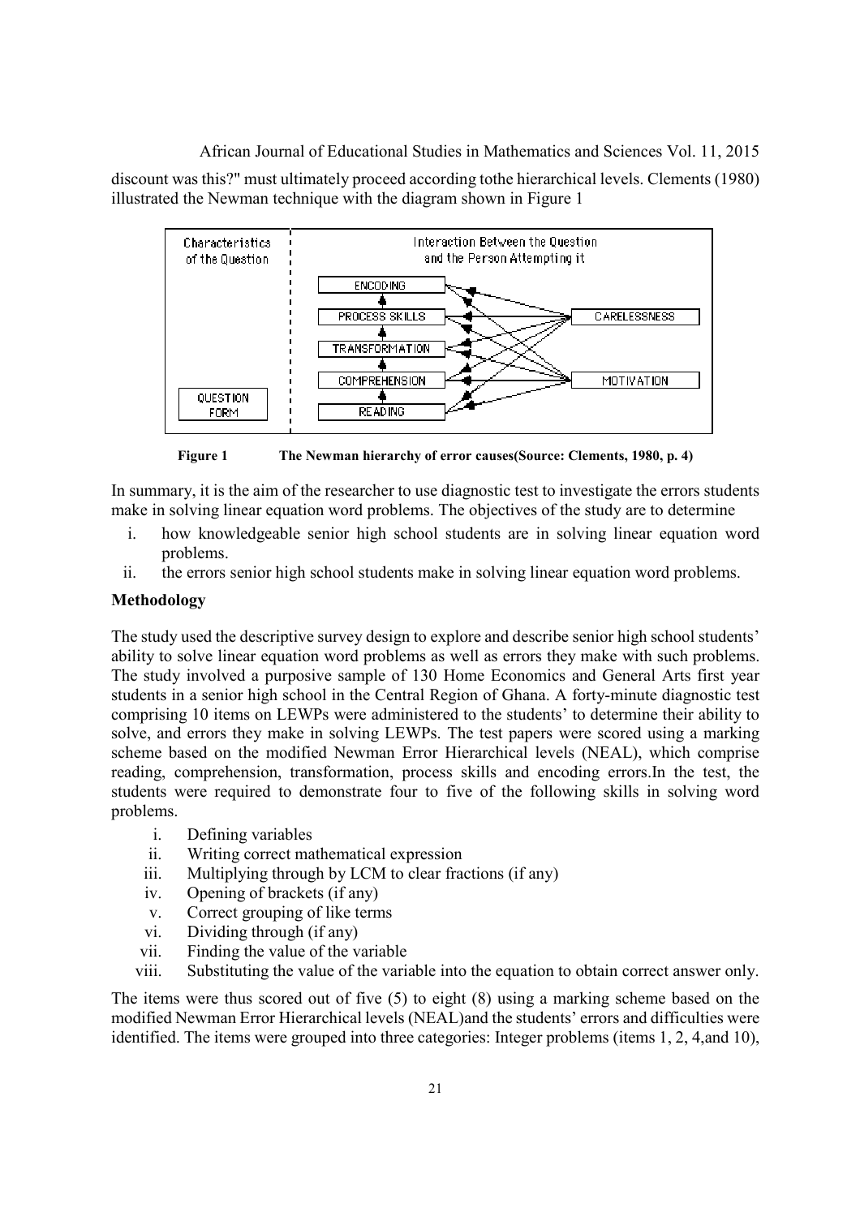discount was this?" must ultimately proceed according tothe hierarchical levels. Clements (1980) illustrated the Newman technique with the diagram shown in Figure 1

**Figure 1** The Newman hierarchy of error causes(Source: Clements, 1980, p. 4)

In summary, it is the aim of the researcher to use diagnostic test to investigate the errors students make in solving linear equation word problems. The objectives of the study are to determine

i. how knowledgeable senior high school students are in solving linear equation word problems.
ii. the errors senior high school students make in solving linear equation word problems.

## Methodology

The study used the descriptive survey design to explore and describe senior high school students' ability to solve linear equation word problems as well as errors they make with such problems. The study involved a purposive sample of 130 Home Economics and General Arts first year students in a senior high school in the Central Region of Ghana. A forty-minute diagnostic test comprising 10 items on LEWPs were administered to the students' to determine their ability to solve, and errors they make in solving LEWPs. The test papers were scored using a marking scheme based on the modified Newman Error Hierarchical levels (NEAL), which comprise reading, comprehension, transformation, process skills and encoding errors.In the test, the students were required to demonstrate four to five of the following skills in solving word problems.

i. Defining variables
ii. Writing correct mathematical expression
iii. Multiplying through by LCM to clear fractions (if any)
iv. Opening of brackets (if any)
v. Correct grouping of like terms
vi. Dividing through (if any)
vii. Finding the value of the variable
viii. Substituting the value of the variable into the equation to obtain correct answer only.

The items were thus scored out of five (5) to eight (8) using a marking scheme based on the modified Newman Error Hierarchical levels (NEAL)and the students' errors and difficulties were identified. The items were grouped into three categories: Integer problems (items 1, 2, 4,and 10),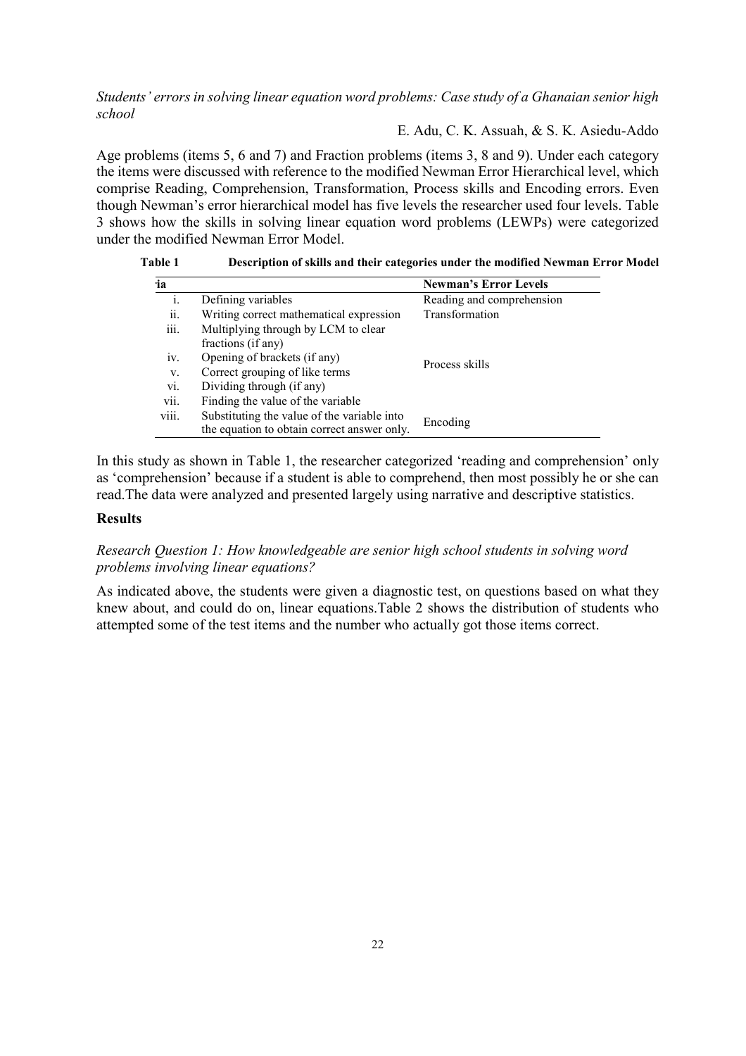Age problems (items 5, 6 and 7) and Fraction problems (items 3, 8 and 9). Under each category the items were discussed with reference to the modified Newman Error Hierarchical level, which comprise Reading, Comprehension, Transformation, Process skills and Encoding errors. Even though Newman's error hierarchical model has five levels the researcher used four levels. Table 3 shows how the skills in solving linear equation word problems (LEWPs) were categorized under the modified Newman Error Model.

**Table 1 Description of skills and their categories under the modified Newman Error Model**

| ia | | Newman's Error Levels |
|---|---|---|
| i. | Defining variables | Reading and comprehension |
| ii. | Writing correct mathematical expression | Transformation |
| iii. | Multiplying through by LCM to clear fractions (if any) | Process skills |
| iv. | Opening of brackets (if any) | |
| v. | Correct grouping of like terms | |
| vi. | Dividing through (if any) | |
| vii. | Finding the value of the variable | |
| viii. | Substituting the value of the variable into the equation to obtain correct answer only. | Encoding |

In this study as shown in Table 1, the researcher categorized 'reading and comprehension' only as 'comprehension' because if a student is able to comprehend, then most possibly he or she can read.The data were analyzed and presented largely using narrative and descriptive statistics.

## Results

*Research Question 1: How knowledgeable are senior high school students in solving word problems involving linear equations?*

As indicated above, the students were given a diagnostic test, on questions based on what they knew about, and could do on, linear equations.Table 2 shows the distribution of students who attempted some of the test items and the number who actually got those items correct.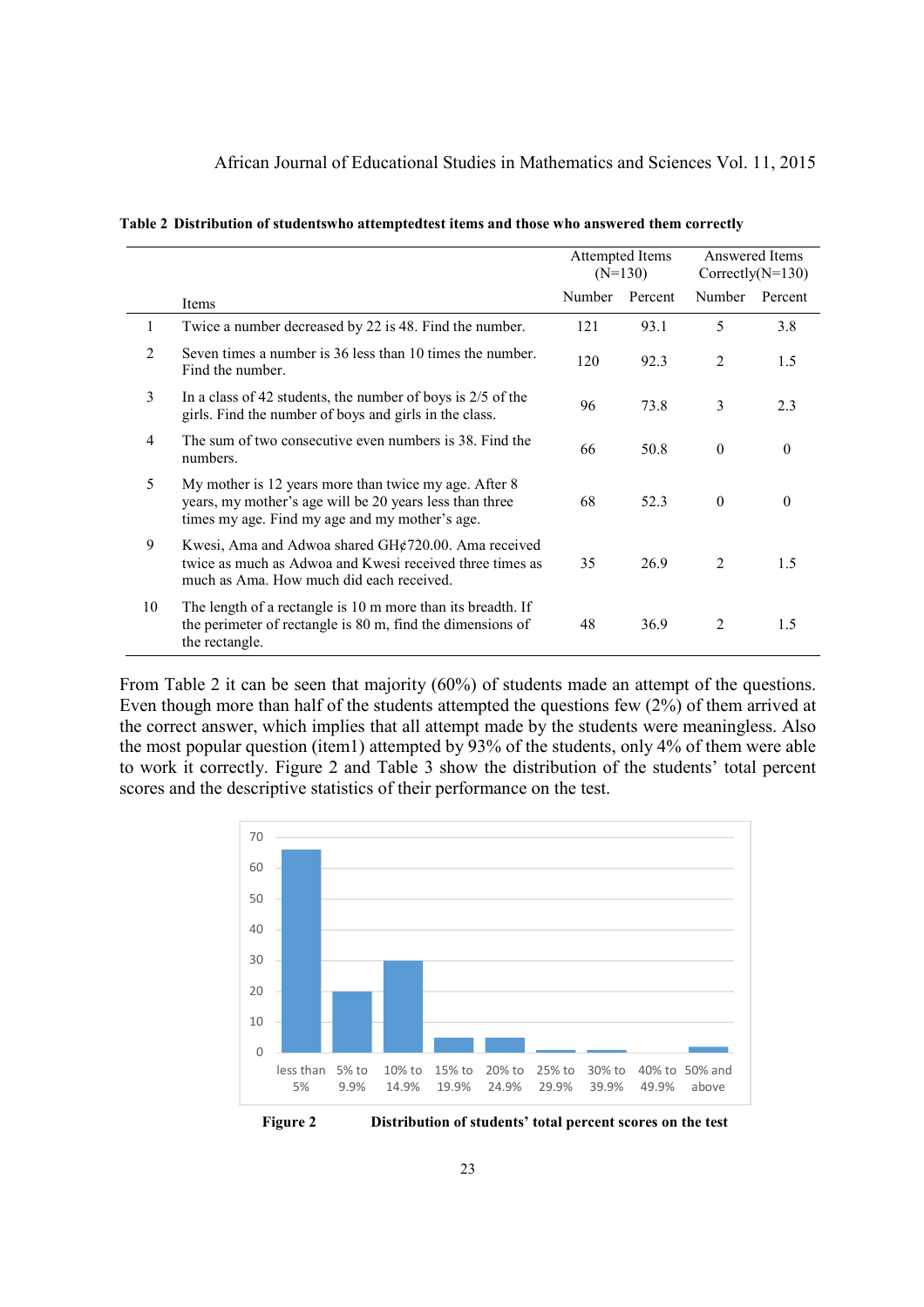**Table 2 Distribution of studentswho attemptedtest items and those who answered them correctly**

| | Items | Attempted Items (N=130) | | Answered Items Correctly(N=130) | |
|---|---|---|---|---|---|
| | | Number | Percent | Number | Percent |
| 1 | Twice a number decreased by 22 is 48. Find the number. | 121 | 93.1 | 5 | 3.8 |
| 2 | Seven times a number is 36 less than 10 times the number. Find the number. | 120 | 92.3 | 2 | 1.5 |
| 3 | In a class of 42 students, the number of boys is 2/5 of the girls. Find the number of boys and girls in the class. | 96 | 73.8 | 3 | 2.3 |
| 4 | The sum of two consecutive even numbers is 38. Find the numbers. | 66 | 50.8 | 0 | 0 |
| 5 | My mother is 12 years more than twice my age. After 8 years, my mother's age will be 20 years less than three times my age. Find my age and my mother's age. | 68 | 52.3 | 0 | 0 |
| 9 | Kwesi, Ama and Adwoa shared GH¢720.00. Ama received twice as much as Adwoa and Kwesi received three times as much as Ama. How much did each received. | 35 | 26.9 | 2 | 1.5 |
| 10 | The length of a rectangle is 10 m more than its breadth. If the perimeter of rectangle is 80 m, find the dimensions of the rectangle. | 48 | 36.9 | 2 | 1.5 |

From Table 2 it can be seen that majority (60%) of students made an attempt of the questions. Even though more than half of the students attempted the questions few (2%) of them arrived at the correct answer, which implies that all attempt made by the students were meaningless. Also the most popular question (item1) attempted by 93% of the students, only 4% of them were able to work it correctly. Figure 2 and Table 3 show the distribution of the students' total percent scores and the descriptive statistics of their performance on the test.

**Figure 2 Distribution of students' total percent scores on the test**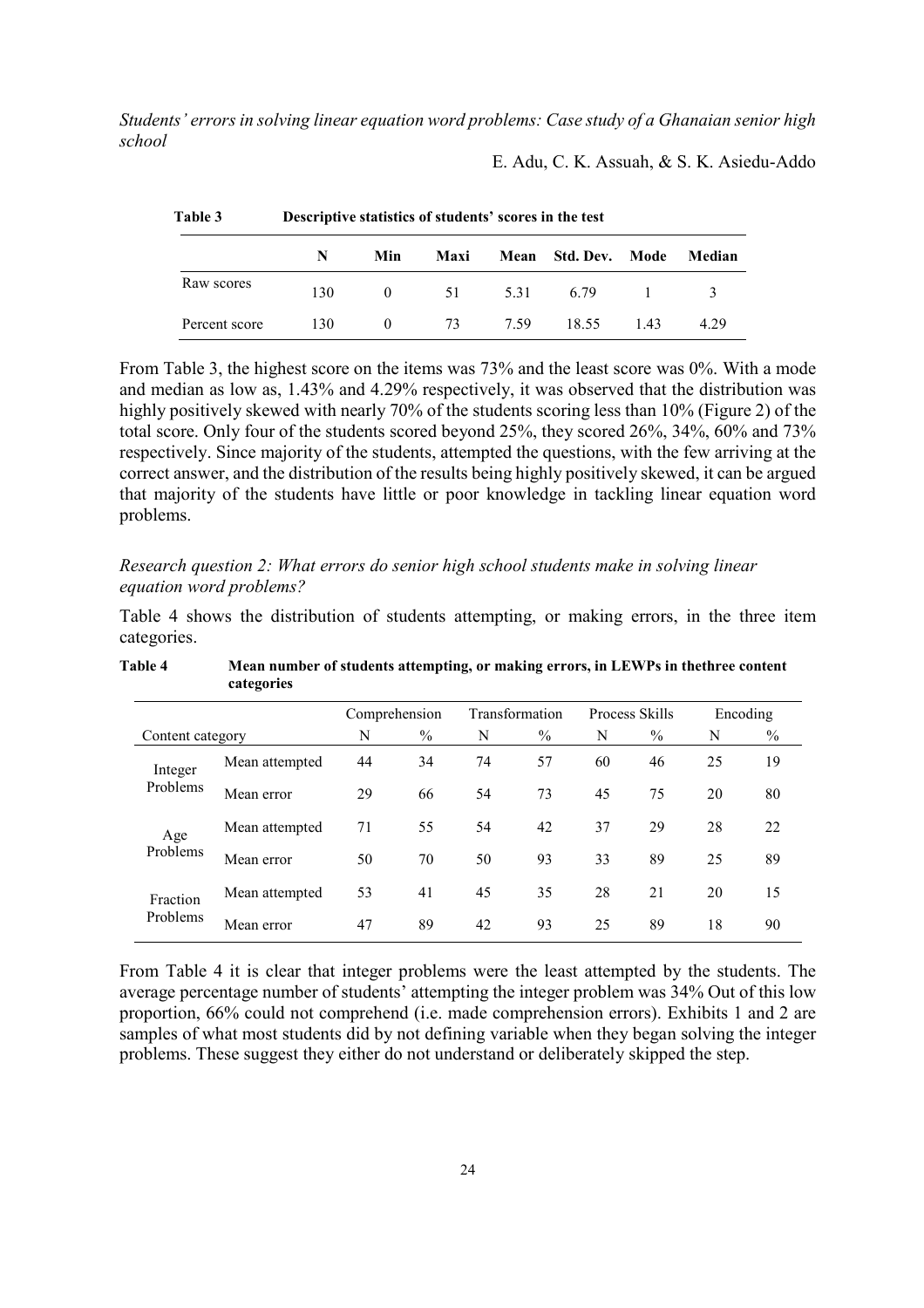**Table 3** **Descriptive statistics of students' scores in the test**

| | N | Min | Maxi | Mean | Std. Dev. | Mode | Median |
|---|---|---|---|---|---|---|---|
| Raw scores | 130 | 0 | 51 | 5.31 | 6.79 | 1 | 3 |
| Percent score | 130 | 0 | 73 | 7.59 | 18.55 | 1.43 | 4.29 |

From Table 3, the highest score on the items was 73% and the least score was 0%. With a mode and median as low as, 1.43% and 4.29% respectively, it was observed that the distribution was highly positively skewed with nearly 70% of the students scoring less than 10% (Figure 2) of the total score. Only four of the students scored beyond 25%, they scored 26%, 34%, 60% and 73% respectively. Since majority of the students, attempted the questions, with the few arriving at the correct answer, and the distribution of the results being highly positively skewed, it can be argued that majority of the students have little or poor knowledge in tackling linear equation word problems.

*Research question 2: What errors do senior high school students make in solving linear equation word problems?*

Table 4 shows the distribution of students attempting, or making errors, in the three item categories.

**Table 4** **Mean number of students attempting, or making errors, in LEWPs in thethree content categories**

| | | Comprehension | | Transformation | | Process Skills | | Encoding | |
|---|---|---|---|---|---|---|---|---|---|
| Content category | | N | % | N | % | N | % | N | % |
| Integer Problems | Mean attempted | 44 | 34 | 74 | 57 | 60 | 46 | 25 | 19 |
| | Mean error | 29 | 66 | 54 | 73 | 45 | 75 | 20 | 80 |
| Age Problems | Mean attempted | 71 | 55 | 54 | 42 | 37 | 29 | 28 | 22 |
| | Mean error | 50 | 70 | 50 | 93 | 33 | 89 | 25 | 89 |
| Fraction Problems | Mean attempted | 53 | 41 | 45 | 35 | 28 | 21 | 20 | 15 |
| | Mean error | 47 | 89 | 42 | 93 | 25 | 89 | 18 | 90 |

From Table 4 it is clear that integer problems were the least attempted by the students. The average percentage number of students' attempting the integer problem was 34% Out of this low proportion, 66% could not comprehend (i.e. made comprehension errors). Exhibits 1 and 2 are samples of what most students did by not defining variable when they began solving the integer problems. These suggest they either do not understand or deliberately skipped the step.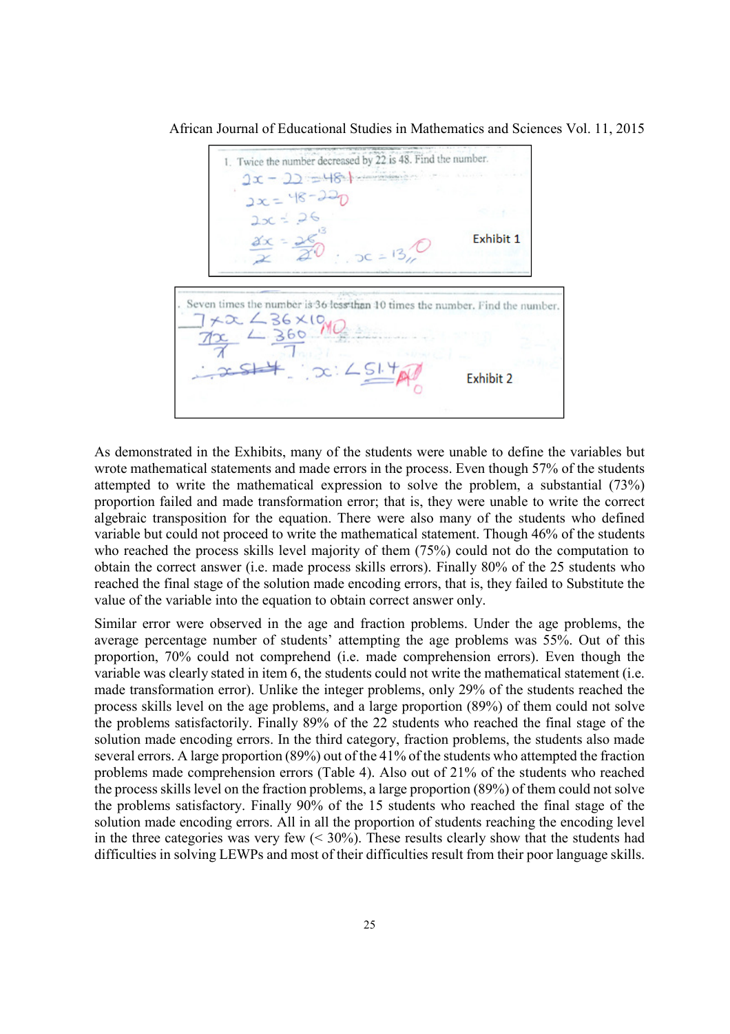1. Twice the number decreased by 22 is 48. Find the number.

**Exhibit 1**

Seven times the number is 36 less than 10 times the number. Find the number.

**Exhibit 2**

As demonstrated in the Exhibits, many of the students were unable to define the variables but wrote mathematical statements and made errors in the process. Even though 57% of the students attempted to write the mathematical expression to solve the problem, a substantial (73%) proportion failed and made transformation error; that is, they were unable to write the correct algebraic transposition for the equation. There were also many of the students who defined variable but could not proceed to write the mathematical statement. Though 46% of the students who reached the process skills level majority of them (75%) could not do the computation to obtain the correct answer (i.e. made process skills errors). Finally 80% of the 25 students who reached the final stage of the solution made encoding errors, that is, they failed to Substitute the value of the variable into the equation to obtain correct answer only.

Similar error were observed in the age and fraction problems. Under the age problems, the average percentage number of students' attempting the age problems was 55%. Out of this proportion, 70% could not comprehend (i.e. made comprehension errors). Even though the variable was clearly stated in item 6, the students could not write the mathematical statement (i.e. made transformation error). Unlike the integer problems, only 29% of the students reached the process skills level on the age problems, and a large proportion (89%) of them could not solve the problems satisfactorily. Finally 89% of the 22 students who reached the final stage of the solution made encoding errors. In the third category, fraction problems, the students also made several errors. A large proportion (89%) out of the 41% of the students who attempted the fraction problems made comprehension errors (Table 4). Also out of 21% of the students who reached the process skills level on the fraction problems, a large proportion (89%) of them could not solve the problems satisfactory. Finally 90% of the 15 students who reached the final stage of the solution made encoding errors. All in all the proportion of students reaching the encoding level in the three categories was very few (< 30%). These results clearly show that the students had difficulties in solving LEWPs and most of their difficulties result from their poor language skills.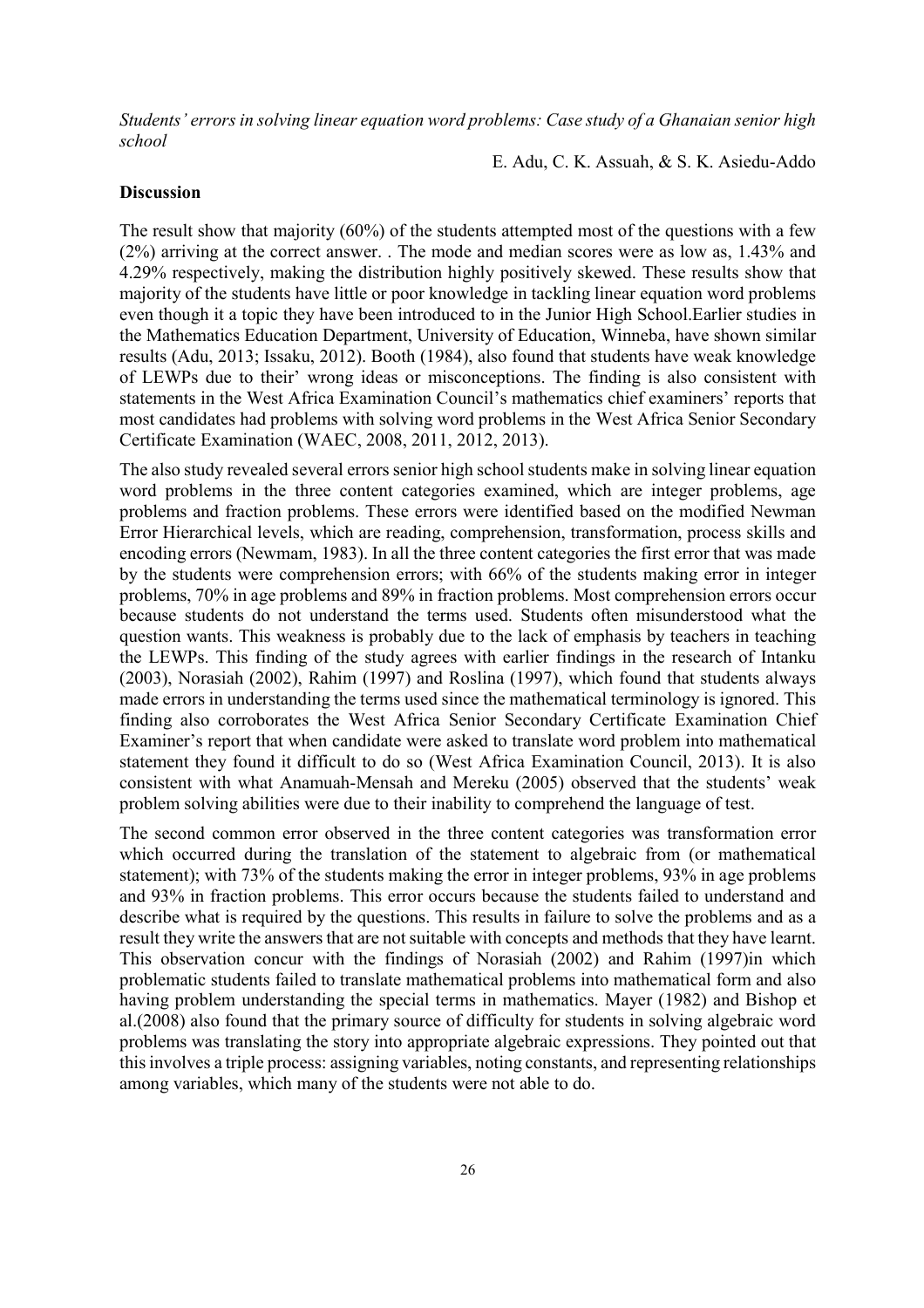## Discussion

The result show that majority (60%) of the students attempted most of the questions with a few (2%) arriving at the correct answer. . The mode and median scores were as low as, 1.43% and 4.29% respectively, making the distribution highly positively skewed. These results show that majority of the students have little or poor knowledge in tackling linear equation word problems even though it a topic they have been introduced to in the Junior High School.Earlier studies in the Mathematics Education Department, University of Education, Winneba, have shown similar results (Adu, 2013; Issaku, 2012). Booth (1984), also found that students have weak knowledge of LEWPs due to their' wrong ideas or misconceptions. The finding is also consistent with statements in the West Africa Examination Council's mathematics chief examiners' reports that most candidates had problems with solving word problems in the West Africa Senior Secondary Certificate Examination (WAEC, 2008, 2011, 2012, 2013).

The also study revealed several errors senior high school students make in solving linear equation word problems in the three content categories examined, which are integer problems, age problems and fraction problems. These errors were identified based on the modified Newman Error Hierarchical levels, which are reading, comprehension, transformation, process skills and encoding errors (Newmam, 1983). In all the three content categories the first error that was made by the students were comprehension errors; with 66% of the students making error in integer problems, 70% in age problems and 89% in fraction problems. Most comprehension errors occur because students do not understand the terms used. Students often misunderstood what the question wants. This weakness is probably due to the lack of emphasis by teachers in teaching the LEWPs. This finding of the study agrees with earlier findings in the research of Intanku (2003), Norasiah (2002), Rahim (1997) and Roslina (1997), which found that students always made errors in understanding the terms used since the mathematical terminology is ignored. This finding also corroborates the West Africa Senior Secondary Certificate Examination Chief Examiner's report that when candidate were asked to translate word problem into mathematical statement they found it difficult to do so (West Africa Examination Council, 2013). It is also consistent with what Anamuah-Mensah and Mereku (2005) observed that the students' weak problem solving abilities were due to their inability to comprehend the language of test.

The second common error observed in the three content categories was transformation error which occurred during the translation of the statement to algebraic from (or mathematical statement); with 73% of the students making the error in integer problems, 93% in age problems and 93% in fraction problems. This error occurs because the students failed to understand and describe what is required by the questions. This results in failure to solve the problems and as a result they write the answers that are not suitable with concepts and methods that they have learnt. This observation concur with the findings of Norasiah (2002) and Rahim (1997)in which problematic students failed to translate mathematical problems into mathematical form and also having problem understanding the special terms in mathematics. Mayer (1982) and Bishop et al.(2008) also found that the primary source of difficulty for students in solving algebraic word problems was translating the story into appropriate algebraic expressions. They pointed out that this involves a triple process: assigning variables, noting constants, and representing relationships among variables, which many of the students were not able to do.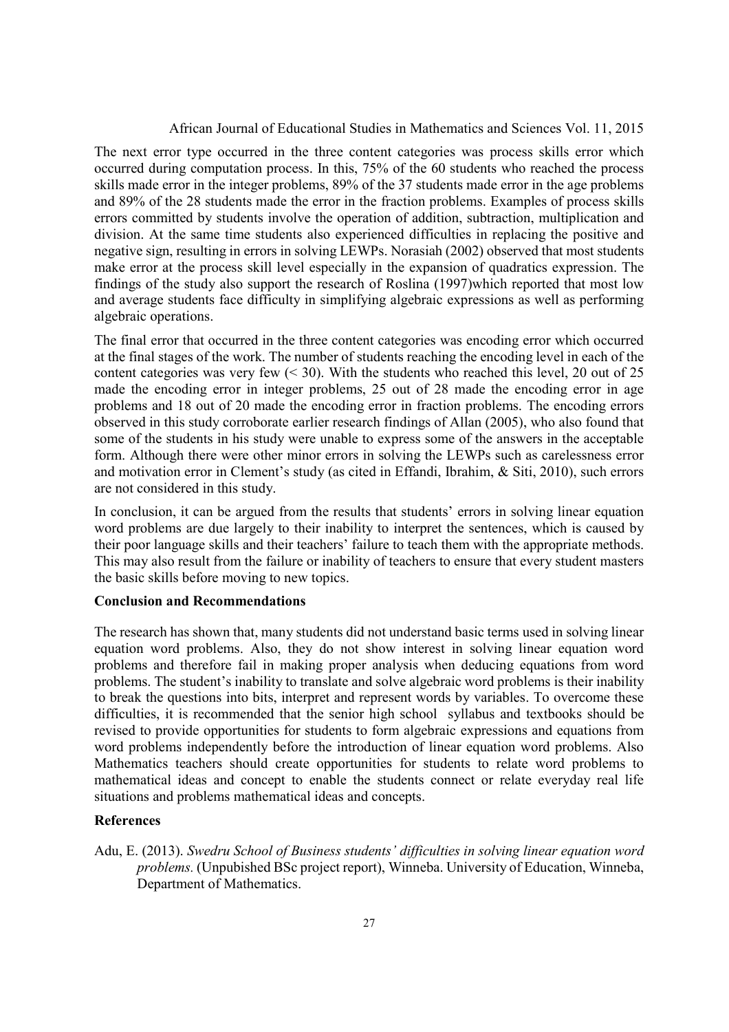The next error type occurred in the three content categories was process skills error which occurred during computation process. In this, 75% of the 60 students who reached the process skills made error in the integer problems, 89% of the 37 students made error in the age problems and 89% of the 28 students made the error in the fraction problems. Examples of process skills errors committed by students involve the operation of addition, subtraction, multiplication and division. At the same time students also experienced difficulties in replacing the positive and negative sign, resulting in errors in solving LEWPs. Norasiah (2002) observed that most students make error at the process skill level especially in the expansion of quadratics expression. The findings of the study also support the research of Roslina (1997)which reported that most low and average students face difficulty in simplifying algebraic expressions as well as performing algebraic operations.

The final error that occurred in the three content categories was encoding error which occurred at the final stages of the work. The number of students reaching the encoding level in each of the content categories was very few (< 30). With the students who reached this level, 20 out of 25 made the encoding error in integer problems, 25 out of 28 made the encoding error in age problems and 18 out of 20 made the encoding error in fraction problems. The encoding errors observed in this study corroborate earlier research findings of Allan (2005), who also found that some of the students in his study were unable to express some of the answers in the acceptable form. Although there were other minor errors in solving the LEWPs such as carelessness error and motivation error in Clement's study (as cited in Effandi, Ibrahim, & Siti, 2010), such errors are not considered in this study.

In conclusion, it can be argued from the results that students' errors in solving linear equation word problems are due largely to their inability to interpret the sentences, which is caused by their poor language skills and their teachers' failure to teach them with the appropriate methods. This may also result from the failure or inability of teachers to ensure that every student masters the basic skills before moving to new topics.

## Conclusion and Recommendations

The research has shown that, many students did not understand basic terms used in solving linear equation word problems. Also, they do not show interest in solving linear equation word problems and therefore fail in making proper analysis when deducing equations from word problems. The student's inability to translate and solve algebraic word problems is their inability to break the questions into bits, interpret and represent words by variables. To overcome these difficulties, it is recommended that the senior high school syllabus and textbooks should be revised to provide opportunities for students to form algebraic expressions and equations from word problems independently before the introduction of linear equation word problems. Also Mathematics teachers should create opportunities for students to relate word problems to mathematical ideas and concept to enable the students connect or relate everyday real life situations and problems mathematical ideas and concepts.

## References

Adu, E. (2013). *Swedru School of Business students' difficulties in solving linear equation word problems.* (Unpubished BSc project report), Winneba. University of Education, Winneba, Department of Mathematics.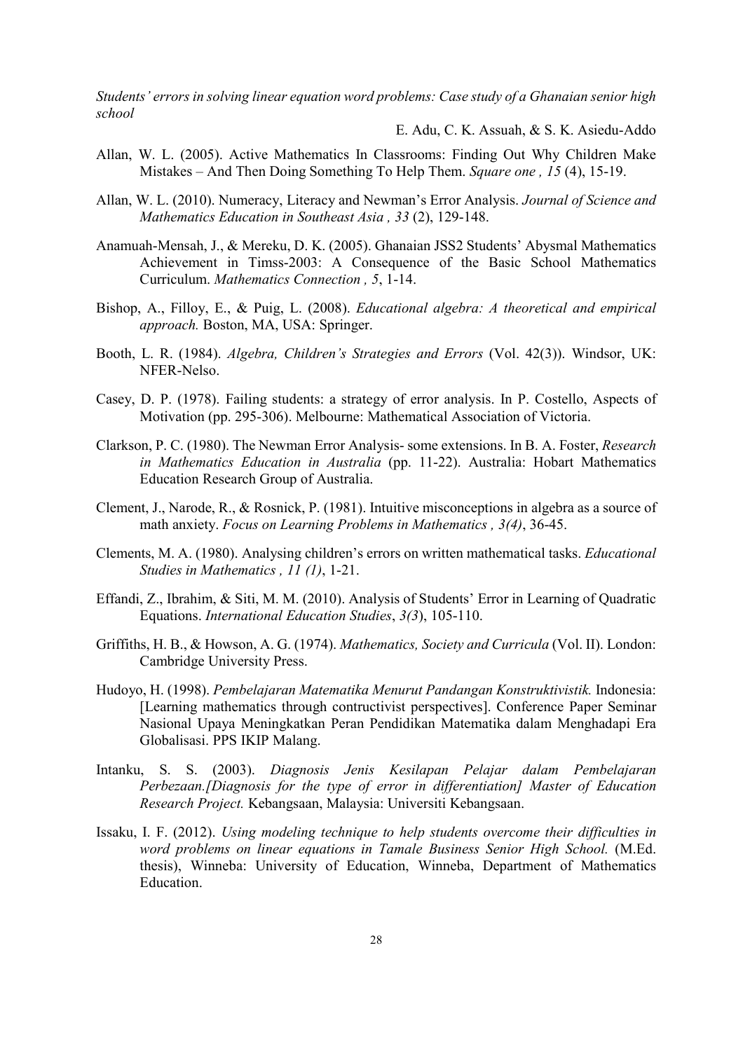Allan, W. L. (2005). Active Mathematics In Classrooms: Finding Out Why Children Make Mistakes – And Then Doing Something To Help Them. *Square one , 15* (4), 15-19.

Allan, W. L. (2010). Numeracy, Literacy and Newman's Error Analysis. *Journal of Science and Mathematics Education in Southeast Asia , 33* (2), 129-148.

Anamuah-Mensah, J., & Mereku, D. K. (2005). Ghanaian JSS2 Students' Abysmal Mathematics Achievement in Timss-2003: A Consequence of the Basic School Mathematics Curriculum. *Mathematics Connection , 5*, 1-14.

Bishop, A., Filloy, E., & Puig, L. (2008). *Educational algebra: A theoretical and empirical approach.* Boston, MA, USA: Springer.

Booth, L. R. (1984). *Algebra, Children's Strategies and Errors* (Vol. 42(3)). Windsor, UK: NFER-Nelso.

Casey, D. P. (1978). Failing students: a strategy of error analysis. In P. Costello, Aspects of Motivation (pp. 295-306). Melbourne: Mathematical Association of Victoria.

Clarkson, P. C. (1980). The Newman Error Analysis- some extensions. In B. A. Foster, *Research in Mathematics Education in Australia* (pp. 11-22). Australia: Hobart Mathematics Education Research Group of Australia.

Clement, J., Narode, R., & Rosnick, P. (1981). Intuitive misconceptions in algebra as a source of math anxiety. *Focus on Learning Problems in Mathematics , 3(4)*, 36-45.

Clements, M. A. (1980). Analysing children's errors on written mathematical tasks. *Educational Studies in Mathematics , 11 (1)*, 1-21.

Effandi, Z., Ibrahim, & Siti, M. M. (2010). Analysis of Students' Error in Learning of Quadratic Equations. *International Education Studies*, *3(3*), 105-110.

Griffiths, H. B., & Howson, A. G. (1974). *Mathematics, Society and Curricula* (Vol. II). London: Cambridge University Press.

Hudoyo, H. (1998). *Pembelajaran Matematika Menurut Pandangan Konstruktivistik.* Indonesia: [Learning mathematics through contructivist perspectives]. Conference Paper Seminar Nasional Upaya Meningkatkan Peran Pendidikan Matematika dalam Menghadapi Era Globalisasi. PPS IKIP Malang.

Intanku, S. S. (2003). *Diagnosis Jenis Kesilapan Pelajar dalam Pembelajaran Perbezaan.[Diagnosis for the type of error in differentiation] Master of Education Research Project.* Kebangsaan, Malaysia: Universiti Kebangsaan.

Issaku, I. F. (2012). *Using modeling technique to help students overcome their difficulties in word problems on linear equations in Tamale Business Senior High School.* (M.Ed. thesis), Winneba: University of Education, Winneba, Department of Mathematics Education.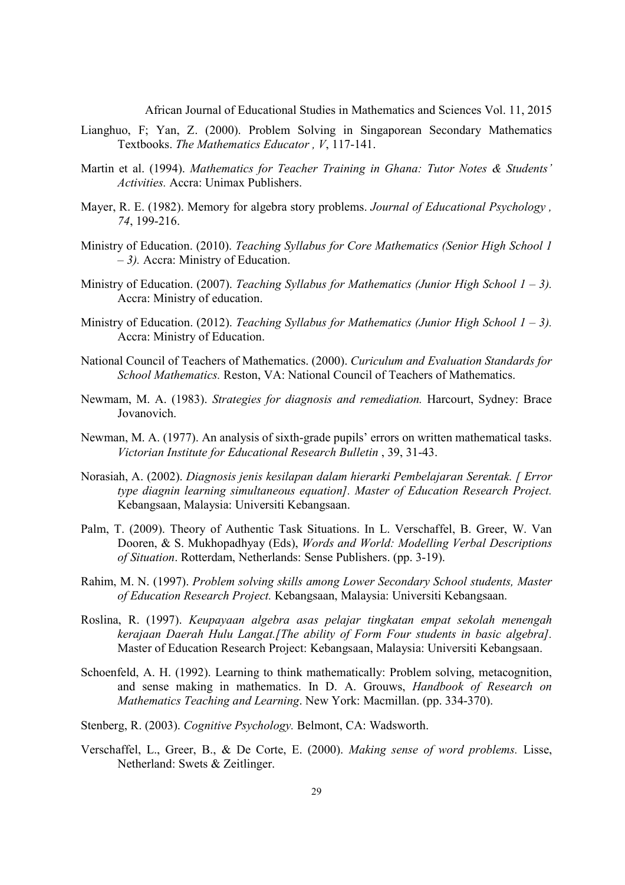Lianghuo, F; Yan, Z. (2000). Problem Solving in Singaporean Secondary Mathematics Textbooks. *The Mathematics Educator , V*, 117-141.

Martin et al. (1994). *Mathematics for Teacher Training in Ghana: Tutor Notes & Students' Activities.* Accra: Unimax Publishers.

Mayer, R. E. (1982). Memory for algebra story problems. *Journal of Educational Psychology , 74*, 199-216.

Ministry of Education. (2010). *Teaching Syllabus for Core Mathematics (Senior High School 1 – 3).* Accra: Ministry of Education.

Ministry of Education. (2007). *Teaching Syllabus for Mathematics (Junior High School 1 – 3).* Accra: Ministry of education.

Ministry of Education. (2012). *Teaching Syllabus for Mathematics (Junior High School 1 – 3).* Accra: Ministry of Education.

National Council of Teachers of Mathematics. (2000). *Curiculum and Evaluation Standards for School Mathematics.* Reston, VA: National Council of Teachers of Mathematics.

Newmam, M. A. (1983). *Strategies for diagnosis and remediation.* Harcourt, Sydney: Brace Jovanovich.

Newman, M. A. (1977). An analysis of sixth-grade pupils' errors on written mathematical tasks. *Victorian Institute for Educational Research Bulletin* , 39, 31-43.

Norasiah, A. (2002). *Diagnosis jenis kesilapan dalam hierarki Pembelajaran Serentak. [ Error type diagnin learning simultaneous equation]. Master of Education Research Project.* Kebangsaan, Malaysia: Universiti Kebangsaan.

Palm, T. (2009). Theory of Authentic Task Situations. In L. Verschaffel, B. Greer, W. Van Dooren, & S. Mukhopadhyay (Eds), *Words and World: Modelling Verbal Descriptions of Situation*. Rotterdam, Netherlands: Sense Publishers. (pp. 3-19).

Rahim, M. N. (1997). *Problem solving skills among Lower Secondary School students, Master of Education Research Project.* Kebangsaan, Malaysia: Universiti Kebangsaan.

Roslina, R. (1997). *Keupayaan algebra asas pelajar tingkatan empat sekolah menengah kerajaan Daerah Hulu Langat.[The ability of Form Four students in basic algebra].* Master of Education Research Project: Kebangsaan, Malaysia: Universiti Kebangsaan.

Schoenfeld, A. H. (1992). Learning to think mathematically: Problem solving, metacognition, and sense making in mathematics. In D. A. Grouws, *Handbook of Research on Mathematics Teaching and Learning*. New York: Macmillan. (pp. 334-370).

Stenberg, R. (2003). *Cognitive Psychology.* Belmont, CA: Wadsworth.

Verschaffel, L., Greer, B., & De Corte, E. (2000). *Making sense of word problems.* Lisse, Netherland: Swets & Zeitlinger.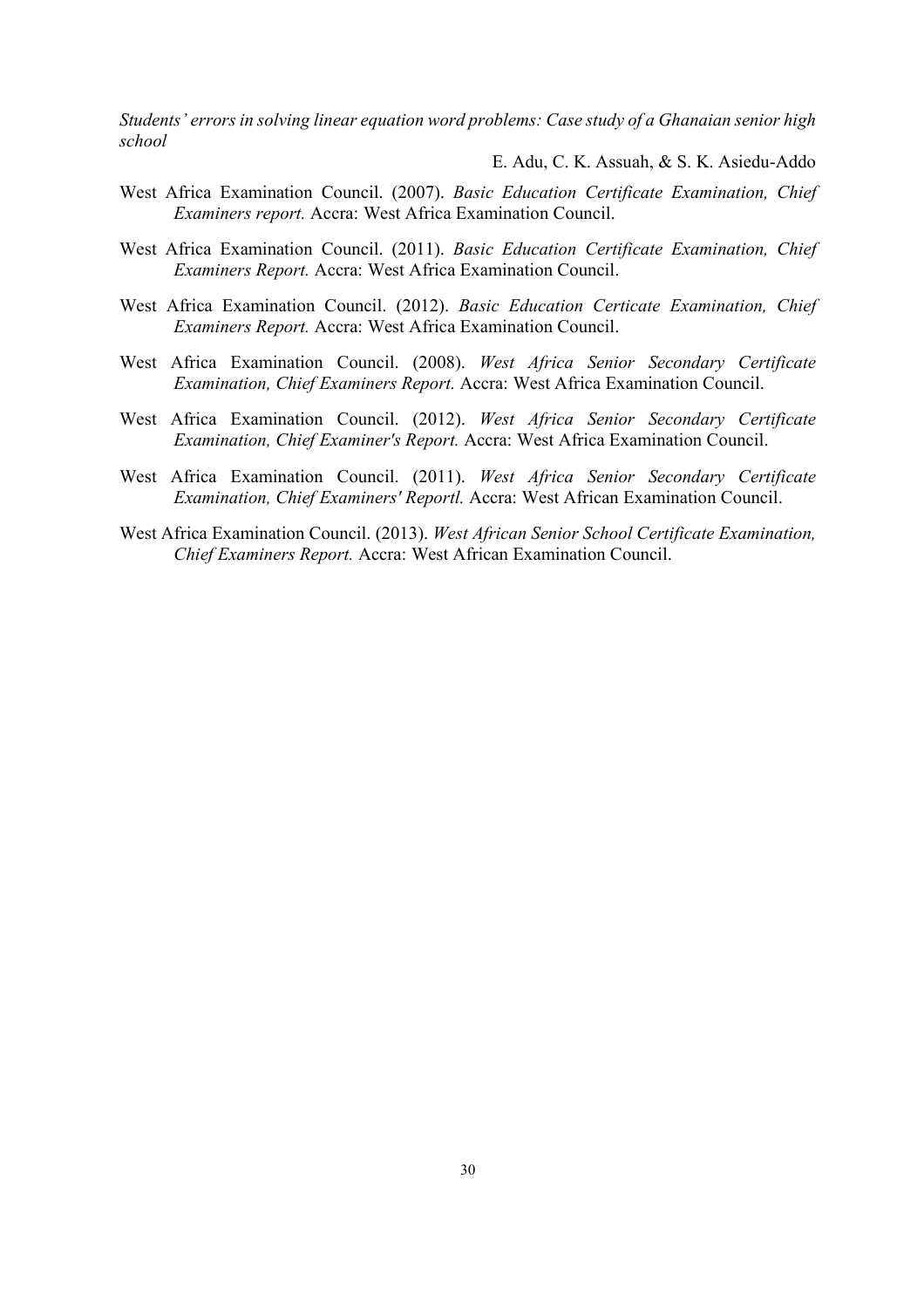West Africa Examination Council. (2007). *Basic Education Certificate Examination, Chief Examiners report.* Accra: West Africa Examination Council.

West Africa Examination Council. (2011). *Basic Education Certificate Examination, Chief Examiners Report.* Accra: West Africa Examination Council.

West Africa Examination Council. (2012). *Basic Education Certicate Examination, Chief Examiners Report.* Accra: West Africa Examination Council.

West Africa Examination Council. (2008). *West Africa Senior Secondary Certificate Examination, Chief Examiners Report.* Accra: West Africa Examination Council.

West Africa Examination Council. (2012). *West Africa Senior Secondary Certificate Examination, Chief Examiner's Report.* Accra: West Africa Examination Council.

West Africa Examination Council. (2011). *West Africa Senior Secondary Certificate Examination, Chief Examiners' Reportl.* Accra: West African Examination Council.

West Africa Examination Council. (2013). *West African Senior School Certificate Examination, Chief Examiners Report.* Accra: West African Examination Council.